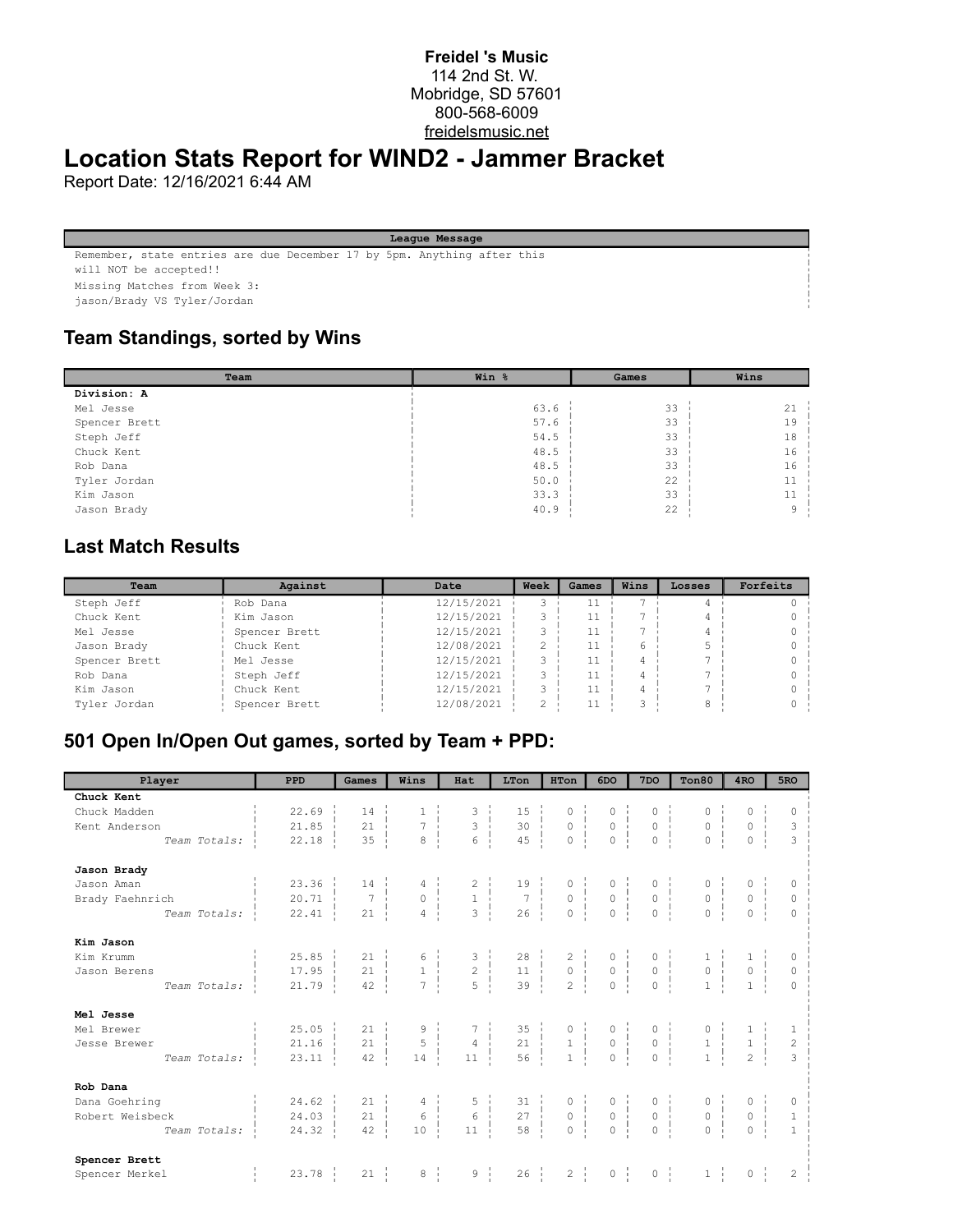**Freidel 's Music**
114 2nd St. W.
Mobridge, SD 57601
800-568-6009
freidelsmusic.net

# Location Stats Report for WIND2 - Jammer Bracket

Report Date: 12/16/2021 6:44 AM

| League Message |
|---|
| Remember, state entries are due December 17 by 5pm. Anything after this will NOT be accepted!! |
| Missing Matches from Week 3: |
| jason/Brady VS Tyler/Jordan |

## Team Standings, sorted by Wins

| Team | Win % | Games | Wins |
|---|---|---|---|
| **Division: A** | | | |
| Mel Jesse | 63.6 | 33 | 21 |
| Spencer Brett | 57.6 | 33 | 19 |
| Steph Jeff | 54.5 | 33 | 18 |
| Chuck Kent | 48.5 | 33 | 16 |
| Rob Dana | 48.5 | 33 | 16 |
| Tyler Jordan | 50.0 | 22 | 11 |
| Kim Jason | 33.3 | 33 | 11 |
| Jason Brady | 40.9 | 22 | 9 |

## Last Match Results

| Team | Against | Date | Week | Games | Wins | Losses | Forfeits |
|---|---|---|---|---|---|---|---|
| Steph Jeff | Rob Dana | 12/15/2021 | 3 | 11 | 7 | 4 | 0 |
| Chuck Kent | Kim Jason | 12/15/2021 | 3 | 11 | 7 | 4 | 0 |
| Mel Jesse | Spencer Brett | 12/15/2021 | 3 | 11 | 7 | 4 | 0 |
| Jason Brady | Chuck Kent | 12/08/2021 | 2 | 11 | 6 | 5 | 0 |
| Spencer Brett | Mel Jesse | 12/15/2021 | 3 | 11 | 4 | 7 | 0 |
| Rob Dana | Steph Jeff | 12/15/2021 | 3 | 11 | 4 | 7 | 0 |
| Kim Jason | Chuck Kent | 12/15/2021 | 3 | 11 | 4 | 7 | 0 |
| Tyler Jordan | Spencer Brett | 12/08/2021 | 2 | 11 | 3 | 8 | 0 |

## 501 Open In/Open Out games, sorted by Team + PPD:

| Player | PPD | Games | Wins | Hat | LTon | HTon | 6DO | 7DO | Ton80 | 4RO | 5RO |
|---|---|---|---|---|---|---|---|---|---|---|---|
| **Chuck Kent** | | | | | | | | | | | |
| Chuck Madden | 22.69 | 14 | 1 | 3 | 15 | 0 | 0 | 0 | 0 | 0 | 0 |
| Kent Anderson | 21.85 | 21 | 7 | 3 | 30 | 0 | 0 | 0 | 0 | 0 | 3 |
| *Team Totals:* | 22.18 | 35 | 8 | 6 | 45 | 0 | 0 | 0 | 0 | 0 | 3 |
| **Jason Brady** | | | | | | | | | | | |
| Jason Aman | 23.36 | 14 | 4 | 2 | 19 | 0 | 0 | 0 | 0 | 0 | 0 |
| Brady Faehnrich | 20.71 | 7 | 0 | 1 | 7 | 0 | 0 | 0 | 0 | 0 | 0 |
| *Team Totals:* | 22.41 | 21 | 4 | 3 | 26 | 0 | 0 | 0 | 0 | 0 | 0 |
| **Kim Jason** | | | | | | | | | | | |
| Kim Krumm | 25.85 | 21 | 6 | 3 | 28 | 2 | 0 | 0 | 1 | 1 | 0 |
| Jason Berens | 17.95 | 21 | 1 | 2 | 11 | 0 | 0 | 0 | 0 | 0 | 0 |
| *Team Totals:* | 21.79 | 42 | 7 | 5 | 39 | 2 | 0 | 0 | 1 | 1 | 0 |
| **Mel Jesse** | | | | | | | | | | | |
| Mel Brewer | 25.05 | 21 | 9 | 7 | 35 | 0 | 0 | 0 | 0 | 1 | 1 |
| Jesse Brewer | 21.16 | 21 | 5 | 4 | 21 | 1 | 0 | 0 | 1 | 1 | 2 |
| *Team Totals:* | 23.11 | 42 | 14 | 11 | 56 | 1 | 0 | 0 | 1 | 2 | 3 |
| **Rob Dana** | | | | | | | | | | | |
| Dana Goehring | 24.62 | 21 | 4 | 5 | 31 | 0 | 0 | 0 | 0 | 0 | 0 |
| Robert Weisbeck | 24.03 | 21 | 6 | 6 | 27 | 0 | 0 | 0 | 0 | 0 | 1 |
| *Team Totals:* | 24.32 | 42 | 10 | 11 | 58 | 0 | 0 | 0 | 0 | 0 | 1 |
| **Spencer Brett** | | | | | | | | | | | |
| Spencer Merkel | 23.78 | 21 | 8 | 9 | 26 | 2 | 0 | 0 | 1 | 0 | 2 |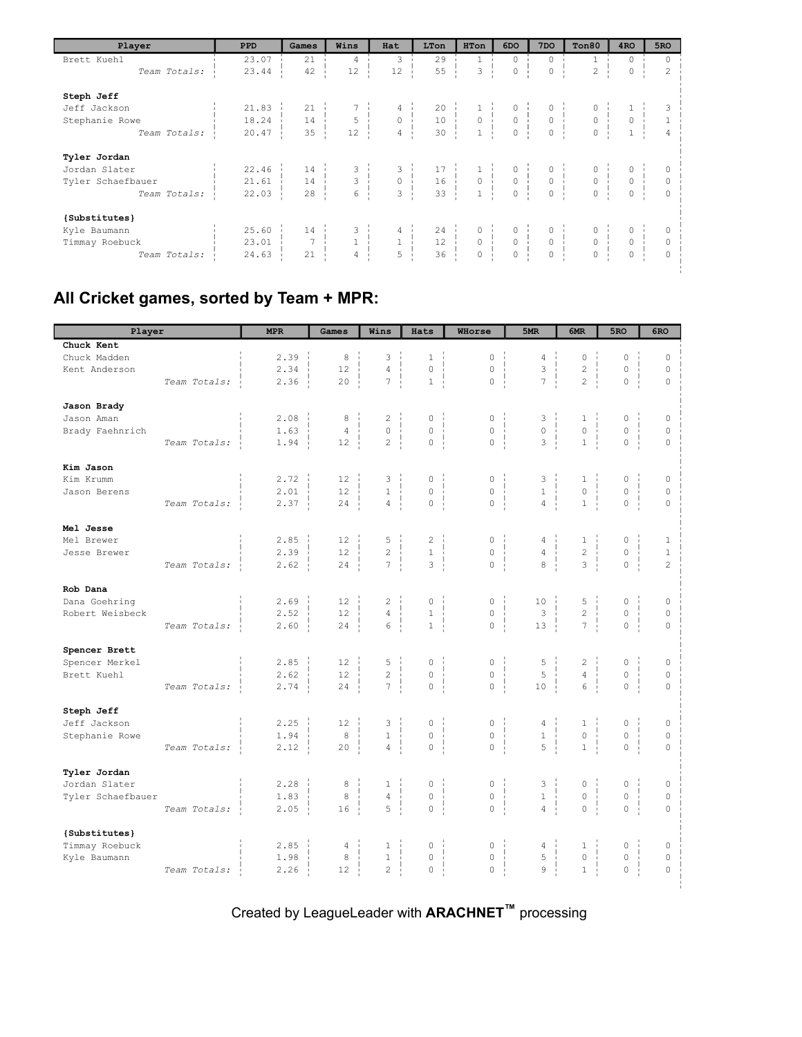| Player | PPD | Games | Wins | Hat | LTon | HTon | 6DO | 7DO | Ton80 | 4RO | 5RO |
|---|---|---|---|---|---|---|---|---|---|---|---|
| Brett Kuehl | 23.07 | 21 | 4 | 3 | 29 | 1 | 0 | 0 | 1 | 0 | 0 |
| *Team Totals:* | 23.44 | 42 | 12 | 12 | 55 | 3 | 0 | 0 | 2 | 0 | 2 |
| **Steph Jeff** | | | | | | | | | | | |
| Jeff Jackson | 21.83 | 21 | 7 | 4 | 20 | 1 | 0 | 0 | 0 | 1 | 3 |
| Stephanie Rowe | 18.24 | 14 | 5 | 0 | 10 | 0 | 0 | 0 | 0 | 0 | 1 |
| *Team Totals:* | 20.47 | 35 | 12 | 4 | 30 | 1 | 0 | 0 | 0 | 1 | 4 |
| **Tyler Jordan** | | | | | | | | | | | |
| Jordan Slater | 22.46 | 14 | 3 | 3 | 17 | 1 | 0 | 0 | 0 | 0 | 0 |
| Tyler Schaefbauer | 21.61 | 14 | 3 | 0 | 16 | 0 | 0 | 0 | 0 | 0 | 0 |
| *Team Totals:* | 22.03 | 28 | 6 | 3 | 33 | 1 | 0 | 0 | 0 | 0 | 0 |
| **{Substitutes}** | | | | | | | | | | | |
| Kyle Baumann | 25.60 | 14 | 3 | 4 | 24 | 0 | 0 | 0 | 0 | 0 | 0 |
| Timmay Roebuck | 23.01 | 7 | 1 | 1 | 12 | 0 | 0 | 0 | 0 | 0 | 0 |
| *Team Totals:* | 24.63 | 21 | 4 | 5 | 36 | 0 | 0 | 0 | 0 | 0 | 0 |

## All Cricket games, sorted by Team + MPR:

| Player | MPR | Games | Wins | Hats | WHorse | 5MR | 6MR | 5RO | 6RO |
|---|---|---|---|---|---|---|---|---|---|
| **Chuck Kent** | | | | | | | | | |
| Chuck Madden | 2.39 | 8 | 3 | 1 | 0 | 4 | 0 | 0 | 0 |
| Kent Anderson | 2.34 | 12 | 4 | 0 | 0 | 3 | 2 | 0 | 0 |
| *Team Totals:* | 2.36 | 20 | 7 | 1 | 0 | 7 | 2 | 0 | 0 |
| **Jason Brady** | | | | | | | | | |
| Jason Aman | 2.08 | 8 | 2 | 0 | 0 | 3 | 1 | 0 | 0 |
| Brady Faehnrich | 1.63 | 4 | 0 | 0 | 0 | 0 | 0 | 0 | 0 |
| *Team Totals:* | 1.94 | 12 | 2 | 0 | 0 | 3 | 1 | 0 | 0 |
| **Kim Jason** | | | | | | | | | |
| Kim Krumm | 2.72 | 12 | 3 | 0 | 0 | 3 | 1 | 0 | 0 |
| Jason Berens | 2.01 | 12 | 1 | 0 | 0 | 1 | 0 | 0 | 0 |
| *Team Totals:* | 2.37 | 24 | 4 | 0 | 0 | 4 | 1 | 0 | 0 |
| **Mel Jesse** | | | | | | | | | |
| Mel Brewer | 2.85 | 12 | 5 | 2 | 0 | 4 | 1 | 0 | 1 |
| Jesse Brewer | 2.39 | 12 | 2 | 1 | 0 | 4 | 2 | 0 | 1 |
| *Team Totals:* | 2.62 | 24 | 7 | 3 | 0 | 8 | 3 | 0 | 2 |
| **Rob Dana** | | | | | | | | | |
| Dana Goehring | 2.69 | 12 | 2 | 0 | 0 | 10 | 5 | 0 | 0 |
| Robert Weisbeck | 2.52 | 12 | 4 | 1 | 0 | 3 | 2 | 0 | 0 |
| *Team Totals:* | 2.60 | 24 | 6 | 1 | 0 | 13 | 7 | 0 | 0 |
| **Spencer Brett** | | | | | | | | | |
| Spencer Merkel | 2.85 | 12 | 5 | 0 | 0 | 5 | 2 | 0 | 0 |
| Brett Kuehl | 2.62 | 12 | 2 | 0 | 0 | 5 | 4 | 0 | 0 |
| *Team Totals:* | 2.74 | 24 | 7 | 0 | 0 | 10 | 6 | 0 | 0 |
| **Steph Jeff** | | | | | | | | | |
| Jeff Jackson | 2.25 | 12 | 3 | 0 | 0 | 4 | 1 | 0 | 0 |
| Stephanie Rowe | 1.94 | 8 | 1 | 0 | 0 | 1 | 0 | 0 | 0 |
| *Team Totals:* | 2.12 | 20 | 4 | 0 | 0 | 5 | 1 | 0 | 0 |
| **Tyler Jordan** | | | | | | | | | |
| Jordan Slater | 2.28 | 8 | 1 | 0 | 0 | 3 | 0 | 0 | 0 |
| Tyler Schaefbauer | 1.83 | 8 | 4 | 0 | 0 | 1 | 0 | 0 | 0 |
| *Team Totals:* | 2.05 | 16 | 5 | 0 | 0 | 4 | 0 | 0 | 0 |
| **{Substitutes}** | | | | | | | | | |
| Timmay Roebuck | 2.85 | 4 | 1 | 0 | 0 | 4 | 1 | 0 | 0 |
| Kyle Baumann | 1.98 | 8 | 1 | 0 | 0 | 5 | 0 | 0 | 0 |
| *Team Totals:* | 2.26 | 12 | 2 | 0 | 0 | 9 | 1 | 0 | 0 |

Created by LeagueLeader with **ARACHNET™** processing